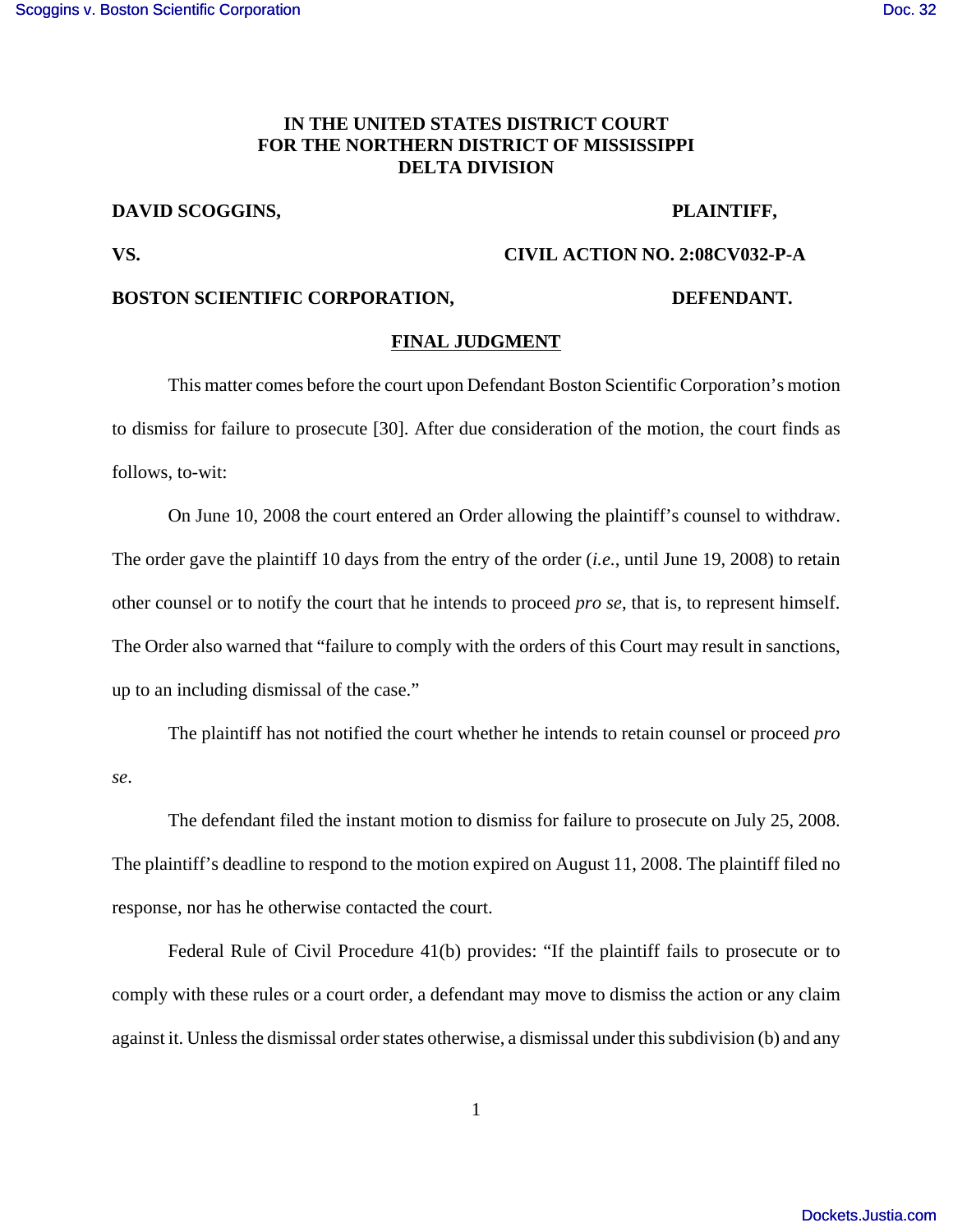**IN THE UNITED STATES DISTRICT COURT**
**FOR THE NORTHERN DISTRICT OF MISSISSIPPI**
**DELTA DIVISION**

**DAVID SCOGGINS, PLAINTIFF,**

**VS. CIVIL ACTION NO. 2:08CV032-P-A**

**BOSTON SCIENTIFIC CORPORATION, DEFENDANT.**

**FINAL JUDGMENT**

This matter comes before the court upon Defendant Boston Scientific Corporation's motion to dismiss for failure to prosecute [30]. After due consideration of the motion, the court finds as follows, to-wit:

On June 10, 2008 the court entered an Order allowing the plaintiff's counsel to withdraw. The order gave the plaintiff 10 days from the entry of the order (*i.e.*, until June 19, 2008) to retain other counsel or to notify the court that he intends to proceed *pro se*, that is, to represent himself. The Order also warned that "failure to comply with the orders of this Court may result in sanctions, up to an including dismissal of the case."

The plaintiff has not notified the court whether he intends to retain counsel or proceed *pro se*.

The defendant filed the instant motion to dismiss for failure to prosecute on July 25, 2008. The plaintiff's deadline to respond to the motion expired on August 11, 2008. The plaintiff filed no response, nor has he otherwise contacted the court.

Federal Rule of Civil Procedure 41(b) provides: "If the plaintiff fails to prosecute or to comply with these rules or a court order, a defendant may move to dismiss the action or any claim against it. Unless the dismissal order states otherwise, a dismissal under this subdivision (b) and any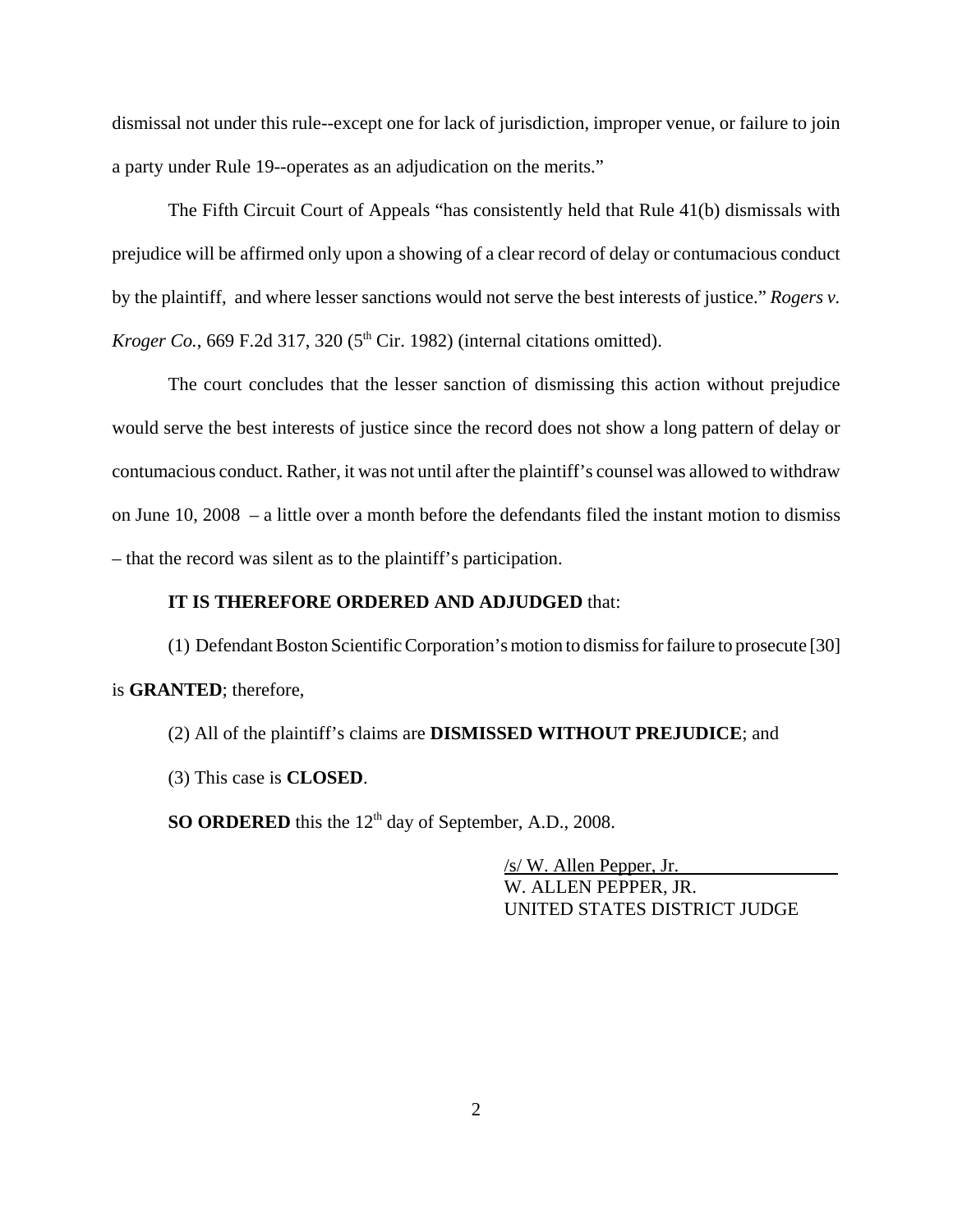dismissal not under this rule--except one for lack of jurisdiction, improper venue, or failure to join a party under Rule 19--operates as an adjudication on the merits."

The Fifth Circuit Court of Appeals "has consistently held that Rule 41(b) dismissals with prejudice will be affirmed only upon a showing of a clear record of delay or contumacious conduct by the plaintiff, and where lesser sanctions would not serve the best interests of justice." *Rogers v. Kroger Co.*, 669 F.2d 317, 320 (5th Cir. 1982) (internal citations omitted).

The court concludes that the lesser sanction of dismissing this action without prejudice would serve the best interests of justice since the record does not show a long pattern of delay or contumacious conduct. Rather, it was not until after the plaintiff's counsel was allowed to withdraw on June 10, 2008 – a little over a month before the defendants filed the instant motion to dismiss – that the record was silent as to the plaintiff's participation.

**IT IS THEREFORE ORDERED AND ADJUDGED** that:

(1) Defendant Boston Scientific Corporation's motion to dismiss for failure to prosecute [30] is **GRANTED**; therefore,

(2) All of the plaintiff's claims are **DISMISSED WITHOUT PREJUDICE**; and

(3) This case is **CLOSED**.

**SO ORDERED** this the 12th day of September, A.D., 2008.

/s/ W. Allen Pepper, Jr.
W. ALLEN PEPPER, JR.
UNITED STATES DISTRICT JUDGE